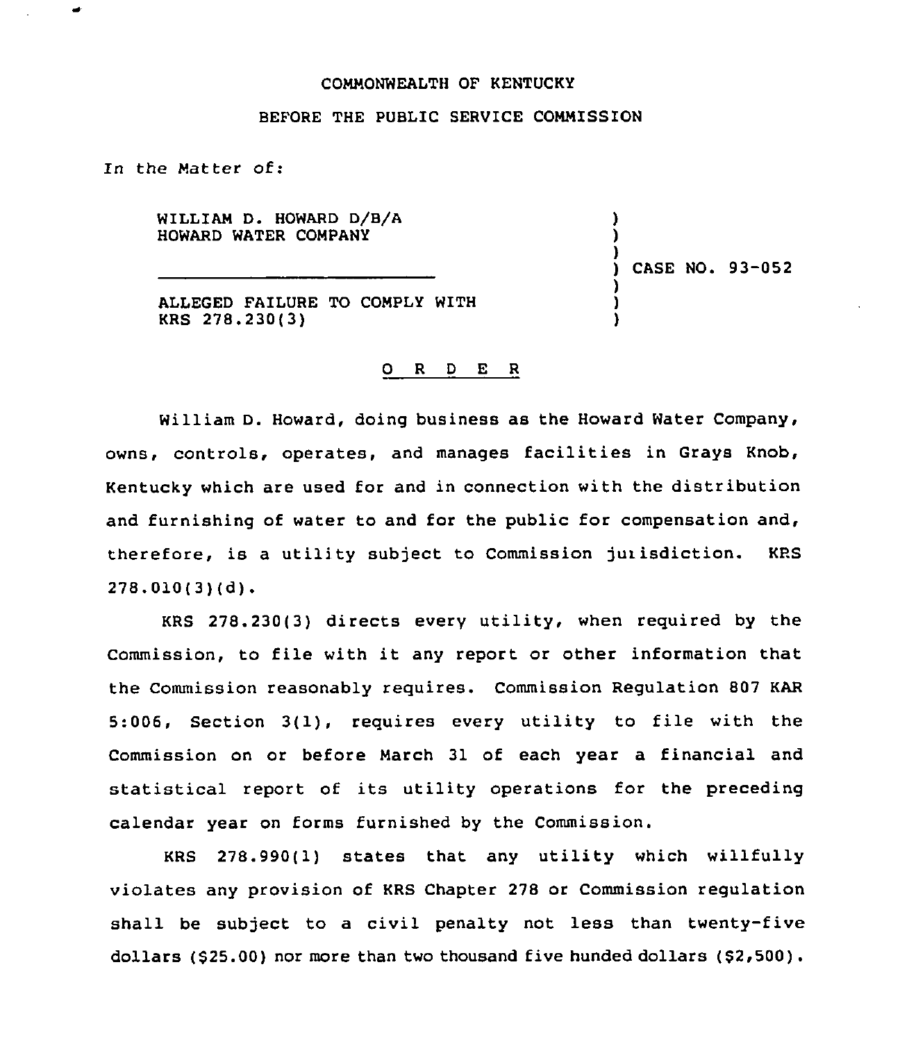COMMONWEALTH OF KENTUCKY

BEFORE THE PUBLIC SERVICE COMMISSION

In the Matter of:

WILLIAM D. HOWARD D/B/A HOWARD WATER COMPANY

ALLEGED FAILURE TO COMPLY WITH KRS 278.230(3)

) CASE NO. 93-052

O R D E R

William D. Howard, doing business as the Howard Water Company, owns, controls, operates, and manages facilities in Grays Knob, Kentucky which are used for and in connection with the distribution and furnishing of water to and for the public for compensation and, therefore, is a utility subject to Commission jurisdiction. KRS 278.010(3)(d).

KRS 278.230(3) directs every utility, when required by the Commission, to file with it any report or other information that the Commission reasonably requires. Commission Regulation 807 KAR 5:006, Section 3(1), requires every utility to file with the Commission on or before March 31 of each year a financial and statistical report of its utility operations for the preceding calendar year on forms furnished by the Commission.

KRS 278.990(1) states that any utility which willfully violates any provision of KRS Chapter 278 or Commission regulation shall be subject to a civil penalty not less than twenty-five dollars ($25.00) nor more than two thousand five hunded dollars ($2,500).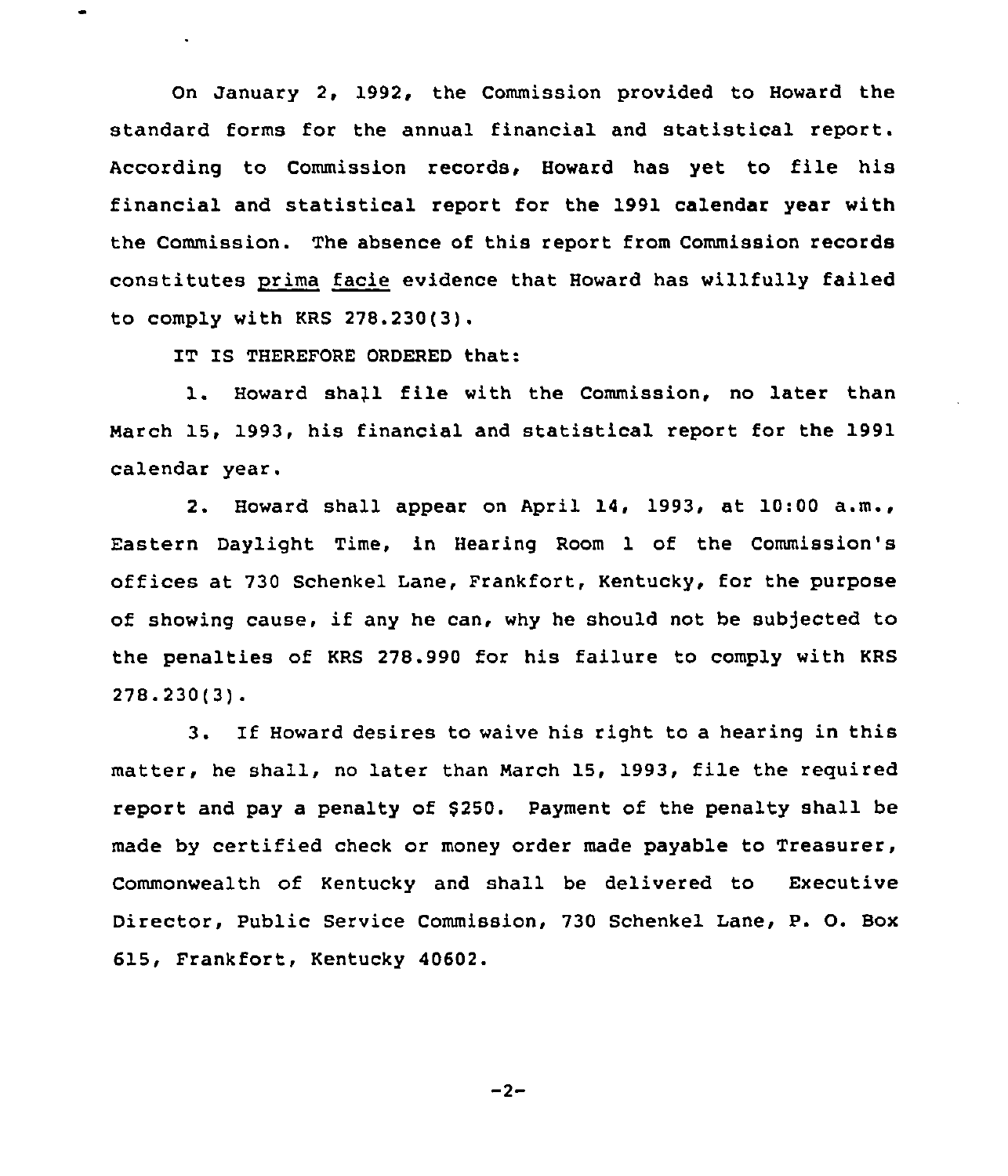On January 2, 1992, the Commission provided to Howard the standard forms for the annual financial and statistical report. According to Commission records, Howard has yet to file his financial and statistical report for the 1991 calendar year with the Commission. The absence of this report from Commission records constitutes prima facie evidence that Howard has willfully failed to comply with KRS 278.230(3).

IT IS THEREFORE ORDERED that:

1. Howard shall file with the Commission, no later than March 15, 1993, his financial and statistical report for the 1991 calendar year.

2. Howard shall appear on April 14, 1993, at 10:00 a.m., Eastern Daylight Time, in Hearing Room 1 of the Commission's offices at 730 Schenkel Lane, Frankfort, Kentucky, for the purpose of showing cause, if any he can, why he should not be subjected to the penalties of KRS 278.990 for his failure to comply with KRS 278.230(3).

3. If Howard desires to waive his right to a hearing in this matter, he shall, no later than March 15, 1993, file the required report and pay a penalty of $250. Payment of the penalty shall be made by certified check or money order made payable to Treasurer, Commonwealth of Kentucky and shall be delivered to Executive Director, Public Service Commission, 730 Schenkel Lane, P. O. Box 615, Frankfort, Kentucky 40602.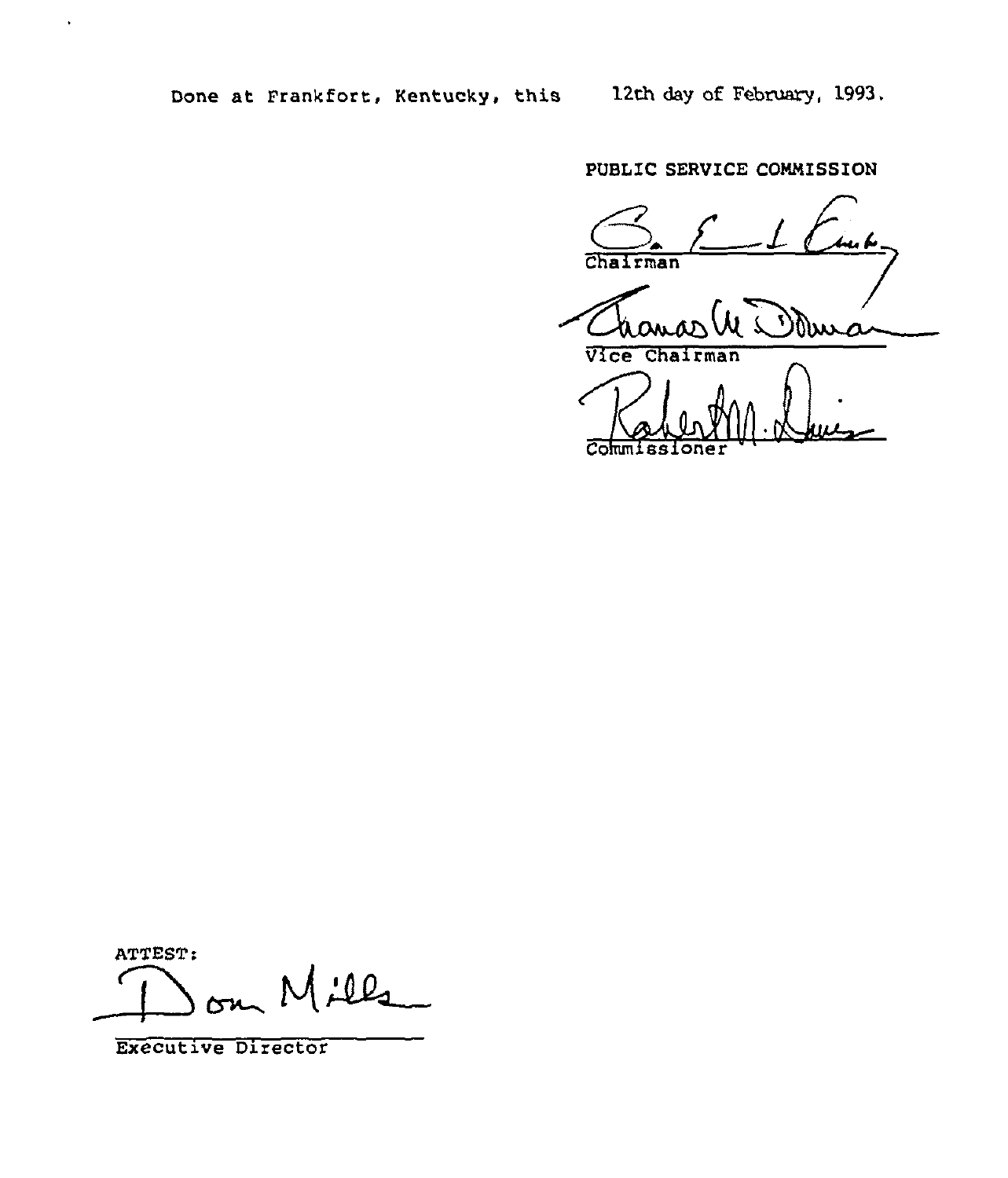Done at Frankfort, Kentucky, this 12th day of February, 1993.

PUBLIC SERVICE COMMISSION

Chairman

Vice Chairman

Commissioner

ATTEST:

Executive Director